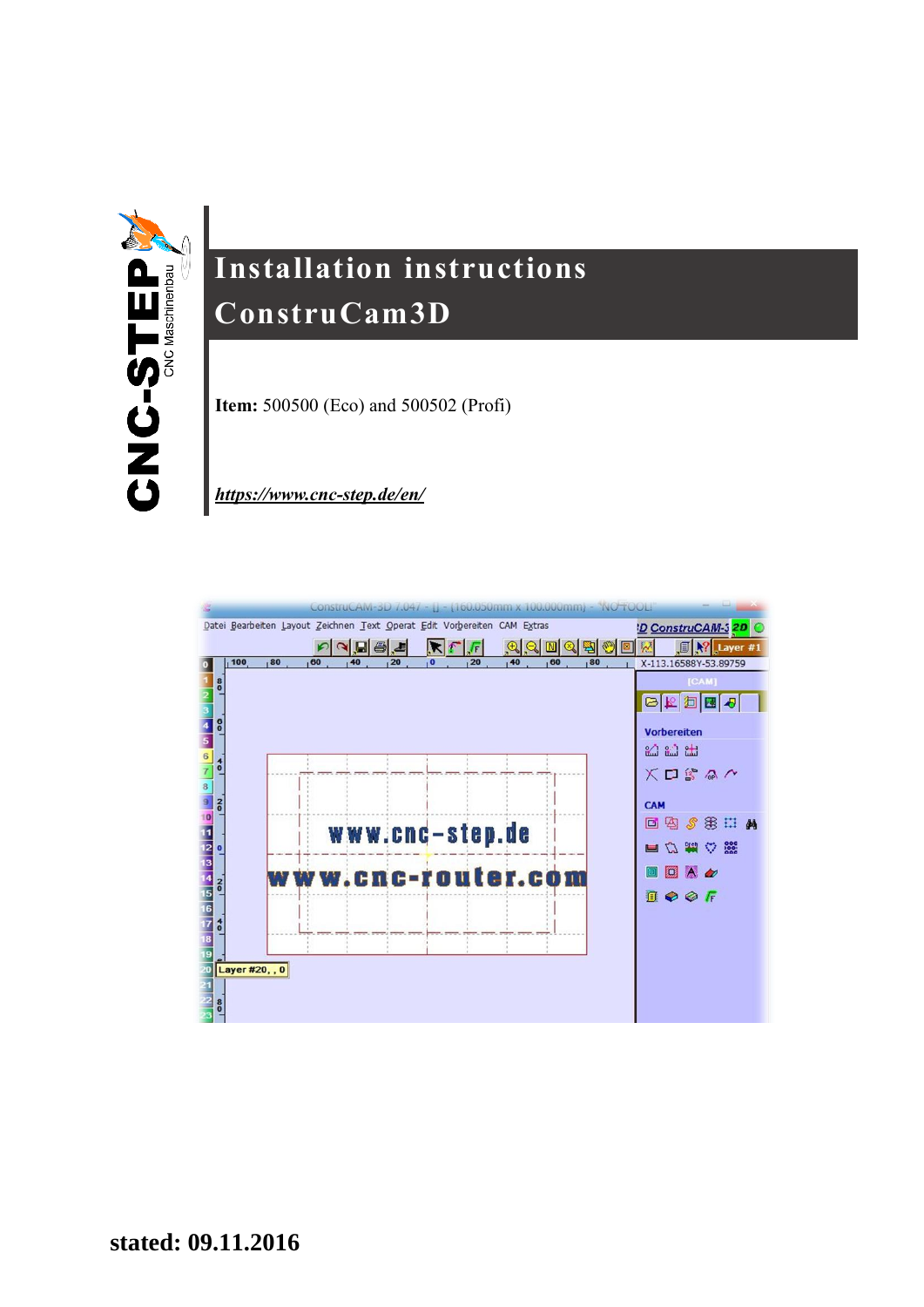# Installation instructions

# ConstruCam3D

**Item:** 500500 (Eco) and 500502 (Profi)

***https://www.cnc-step.de/en/***

**stated: 09.11.2016**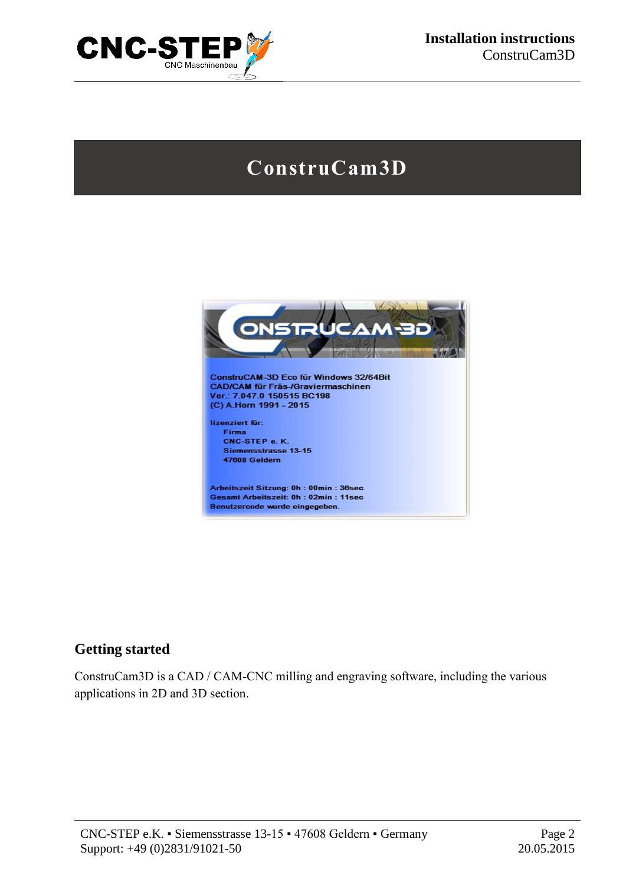# ConstruCam3D

ConstruCAM-3D Eco für Windows 32/64Bit
CAD/CAM für Fräs-/Graviermaschinen
Ver.: 7.047.0 150515 BC198
(C) A.Horn 1991 - 2015

lizenziert für:
Firma
CNC-STEP e. K.
Siemensstrasse 13-15
47608 Geldern

Arbeitszeit Sitzung: 0h : 00min : 36sec
Gesamt Arbeitszeit: 0h : 02min : 11sec
Benutzercode wurde eingegeben.

## Getting started

ConstruCam3D is a CAD / CAM-CNC milling and engraving software, including the various applications in 2D and 3D section.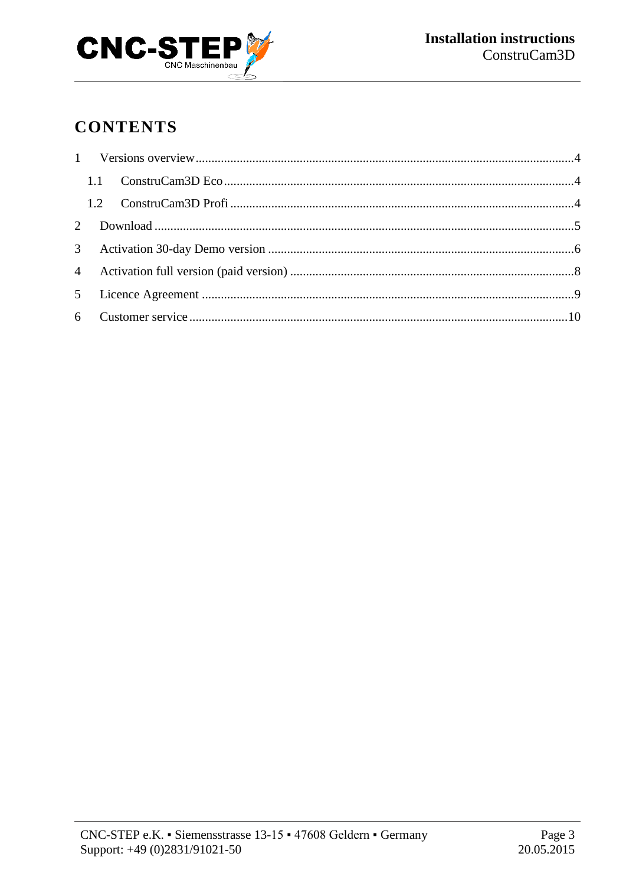# CONTENTS

1 Versions overview .......... 4
  1.1 ConstruCam3D Eco .......... 4
  1.2 ConstruCam3D Profi .......... 4
2 Download .......... 5
3 Activation 30-day Demo version .......... 6
4 Activation full version (paid version) .......... 8
5 Licence Agreement .......... 9
6 Customer service .......... 10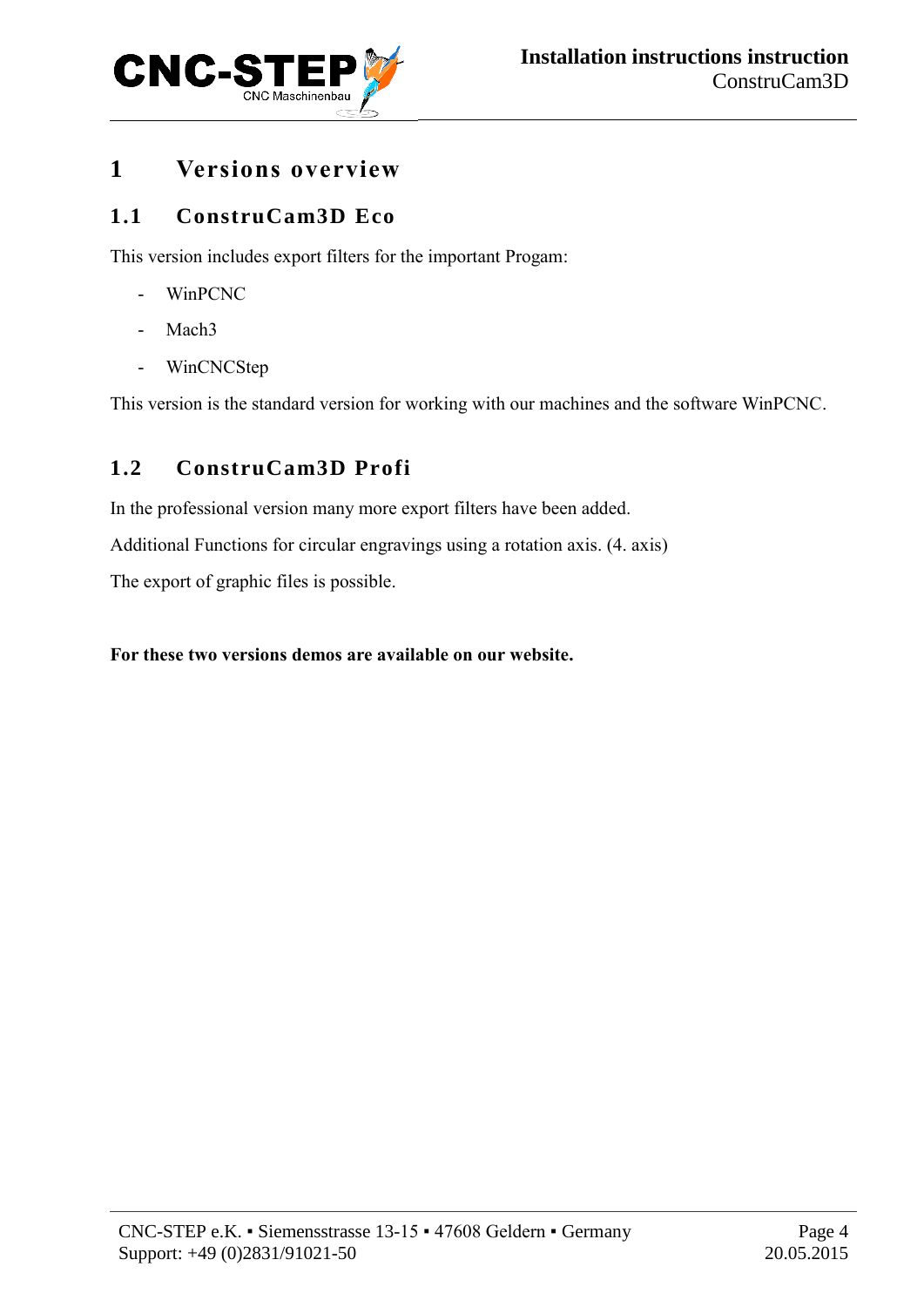# 1 Versions overview

## 1.1 ConstruCam3D Eco

This version includes export filters for the important Progam:

- WinPCNC
- Mach3
- WinCNCStep

This version is the standard version for working with our machines and the software WinPCNC.

## 1.2 ConstruCam3D Profi

In the professional version many more export filters have been added.

Additional Functions for circular engravings using a rotation axis. (4. axis)

The export of graphic files is possible.

**For these two versions demos are available on our website.**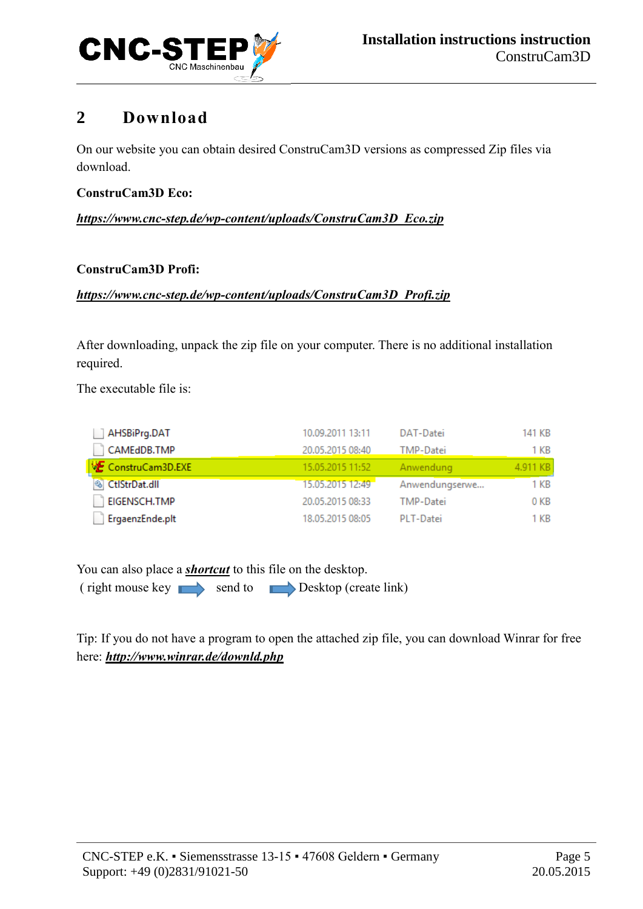## 2 Download

On our website you can obtain desired ConstruCam3D versions as compressed Zip files via download.

**ConstruCam3D Eco:**

***https://www.cnc-step.de/wp-content/uploads/ConstruCam3D_Eco.zip***

**ConstruCam3D Profi:**

***https://www.cnc-step.de/wp-content/uploads/ConstruCam3D_Profi.zip***

After downloading, unpack the zip file on your computer. There is no additional installation required.

The executable file is:

| | | | |
|---|---|---|---|
| AHSBiPrg.DAT | 10.09.2011 13:11 | DAT-Datei | 141 KB |
| CAMEdDB.TMP | 20.05.2015 08:40 | TMP-Datei | 1 KB |
| **ConstruCam3D.EXE** | **15.05.2015 11:52** | **Anwendung** | **4.911 KB** |
| CtlStrDat.dll | 15.05.2015 12:49 | Anwendungserwe... | 1 KB |
| EIGENSCH.TMP | 20.05.2015 08:33 | TMP-Datei | 0 KB |
| ErgaenzEnde.plt | 18.05.2015 08:05 | PLT-Datei | 1 KB |

You can also place a ***shortcut*** to this file on the desktop.
( right mouse key ➡ send to ➡ Desktop (create link)

Tip: If you do not have a program to open the attached zip file, you can download Winrar for free here: ***http://www.winrar.de/downld.php***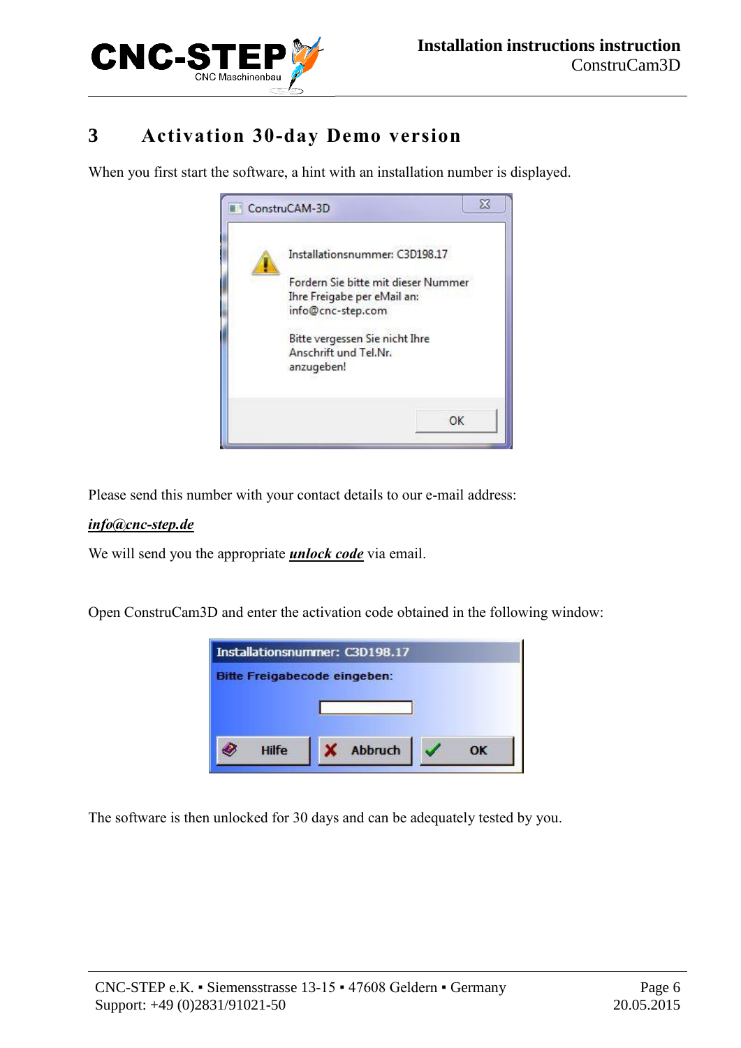# 3 Activation 30-day Demo version

When you first start the software, a hint with an installation number is displayed.

Please send this number with your contact details to our e-mail address:

***info@cnc-step.de***

We will send you the appropriate ***unlock code*** via email.

Open ConstruCam3D and enter the activation code obtained in the following window:

The software is then unlocked for 30 days and can be adequately tested by you.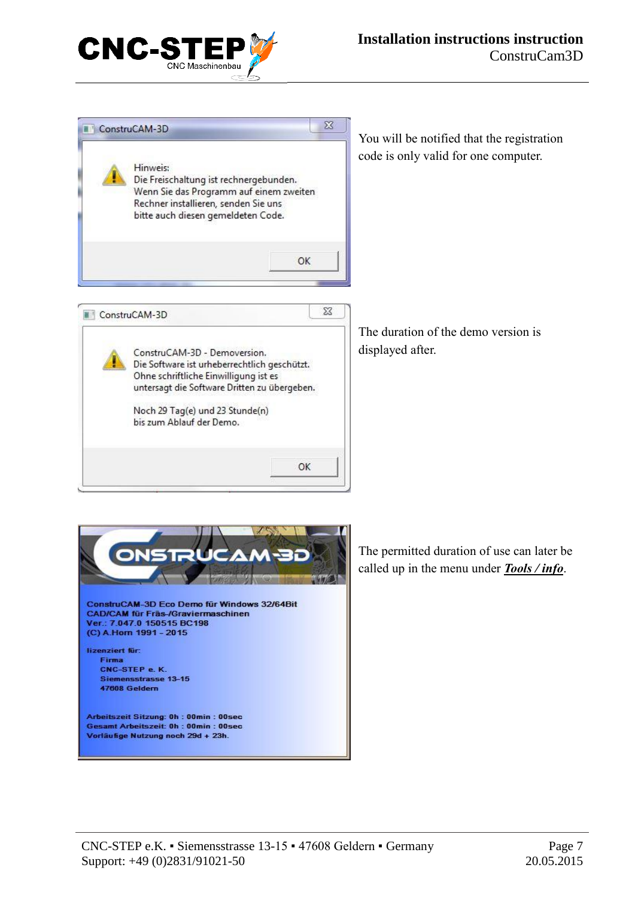Hinweis:
Die Freischaltung ist rechnergebunden.
Wenn Sie das Programm auf einem zweiten Rechner installieren, senden Sie uns bitte auch diesen gemeldeten Code.

You will be notified that the registration code is only valid for one computer.

ConstruCAM-3D - Demoversion.
Die Software ist urheberrechtlich geschützt.
Ohne schriftliche Einwilligung ist es untersagt die Software Dritten zu übergeben.

Noch 29 Tag(e) und 23 Stunde(n) bis zum Ablauf der Demo.

The duration of the demo version is displayed after.

ConstruCAM-3D Eco Demo für Windows 32/64Bit
CAD/CAM für Fräs-/Graviermaschinen
Ver.: 7.047.0 150515 BC198
(C) A.Horn 1991 - 2015

lizenziert für:
Firma
CNC-STEP e. K.
Siemensstrasse 13-15
47608 Geldern

Arbeitszeit Sitzung: 0h : 00min : 00sec
Gesamt Arbeitszeit: 0h : 00min : 00sec
Vorläufige Nutzung noch 29d + 23h.

The permitted duration of use can later be called up in the menu under ***Tools / info***.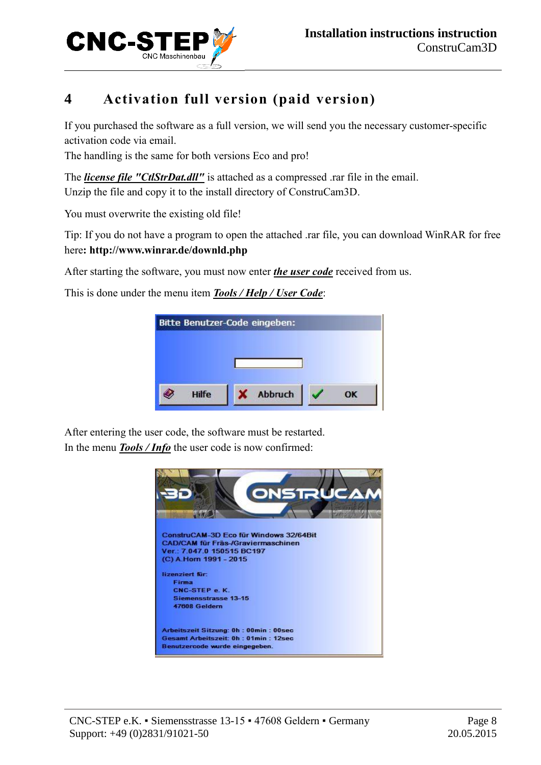# 4 Activation full version (paid version)

If you purchased the software as a full version, we will send you the necessary customer-specific activation code via email.
The handling is the same for both versions Eco and pro!

The ***license file "CtlStrDat.dll"*** is attached as a compressed .rar file in the email.
Unzip the file and copy it to the install directory of ConstruCam3D.

You must overwrite the existing old file!

Tip: If you do not have a program to open the attached .rar file, you can download WinRAR for free here**: http://www.winrar.de/downld.php**

After starting the software, you must now enter ***the user code*** received from us.

This is done under the menu item ***Tools / Help / User Code***:

After entering the user code, the software must be restarted.
In the menu ***Tools / Info*** the user code is now confirmed: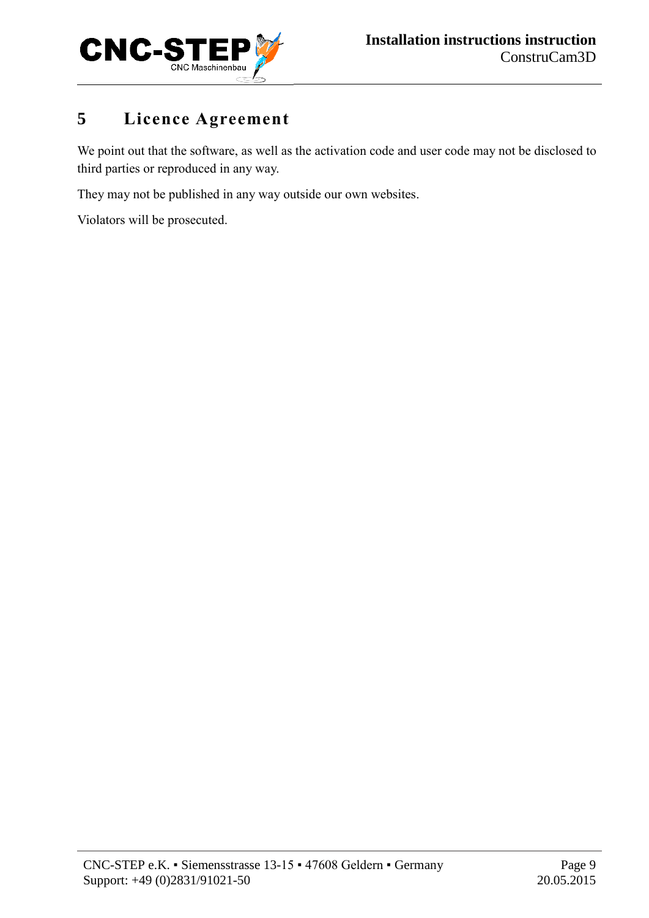# 5 Licence Agreement

We point out that the software, as well as the activation code and user code may not be disclosed to third parties or reproduced in any way.

They may not be published in any way outside our own websites.

Violators will be prosecuted.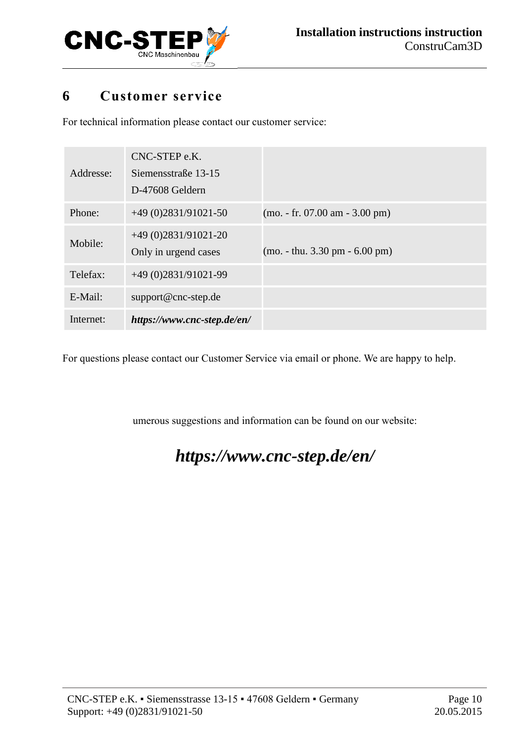# 6 Customer service

For technical information please contact our customer service:

| | | |
|---|---|---|
| Addresse: | CNC-STEP e.K.<br>Siemensstraße 13-15<br>D-47608 Geldern | |
| Phone: | +49 (0)2831/91021-50 | (mo. - fr. 07.00 am - 3.00 pm) |
| Mobile: | +49 (0)2831/91021-20<br>Only in urgend cases | (mo. - thu. 3.30 pm - 6.00 pm) |
| Telefax: | +49 (0)2831/91021-99 | |
| E-Mail: | support@cnc-step.de | |
| Internet: | ***https://www.cnc-step.de/en/*** | |

For questions please contact our Customer Service via email or phone. We are happy to help.

umerous suggestions and information can be found on our website:

***https://www.cnc-step.de/en/***